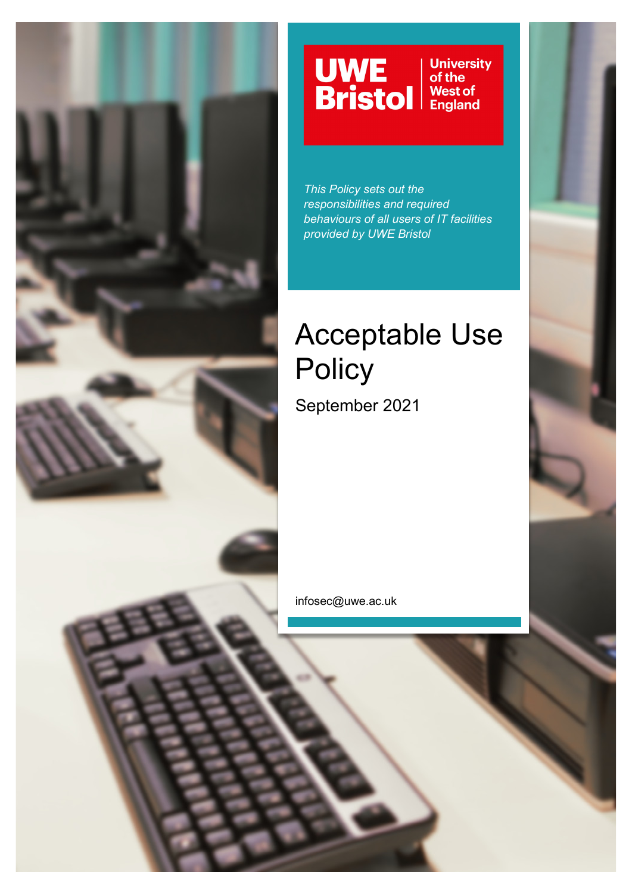UWE Bristol | University of the West of England

*This Policy sets out the responsibilities and required behaviours of all users of IT facilities provided by UWE Bristol*

# Acceptable Use Policy

September 2021

infosec@uwe.ac.uk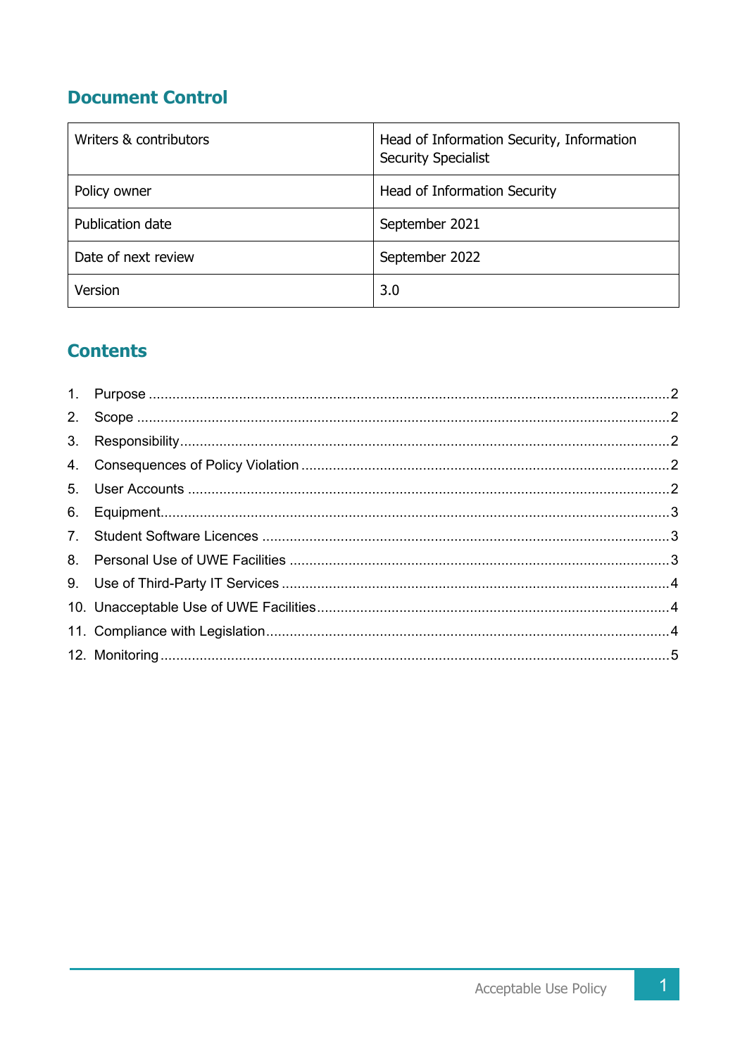## Document Control

| Writers & contributors | Head of Information Security, Information Security Specialist |
|---|---|
| Policy owner | Head of Information Security |
| Publication date | September 2021 |
| Date of next review | September 2022 |
| Version | 3.0 |

## Contents

1. Purpose ..... 2
2. Scope ..... 2
3. Responsibility ..... 2
4. Consequences of Policy Violation ..... 2
5. User Accounts ..... 2
6. Equipment ..... 3
7. Student Software Licences ..... 3
8. Personal Use of UWE Facilities ..... 3
9. Use of Third-Party IT Services ..... 4
10. Unacceptable Use of UWE Facilities ..... 4
11. Compliance with Legislation ..... 4
12. Monitoring ..... 5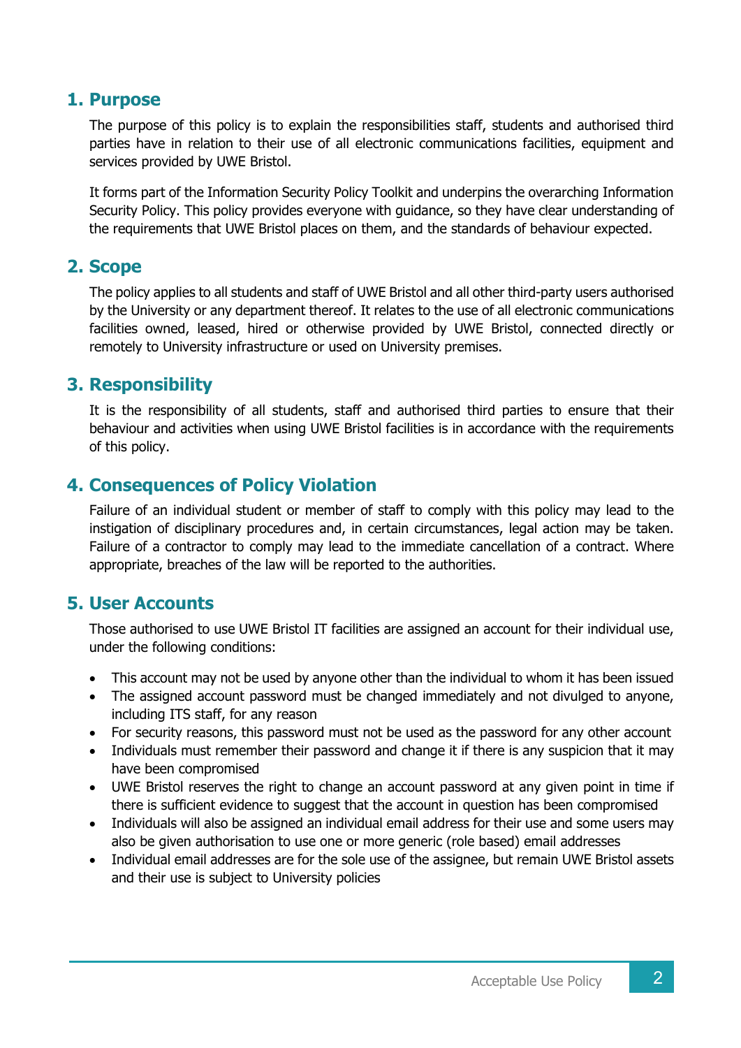## 1. Purpose

The purpose of this policy is to explain the responsibilities staff, students and authorised third parties have in relation to their use of all electronic communications facilities, equipment and services provided by UWE Bristol.

It forms part of the Information Security Policy Toolkit and underpins the overarching Information Security Policy. This policy provides everyone with guidance, so they have clear understanding of the requirements that UWE Bristol places on them, and the standards of behaviour expected.

## 2. Scope

The policy applies to all students and staff of UWE Bristol and all other third-party users authorised by the University or any department thereof. It relates to the use of all electronic communications facilities owned, leased, hired or otherwise provided by UWE Bristol, connected directly or remotely to University infrastructure or used on University premises.

## 3. Responsibility

It is the responsibility of all students, staff and authorised third parties to ensure that their behaviour and activities when using UWE Bristol facilities is in accordance with the requirements of this policy.

## 4. Consequences of Policy Violation

Failure of an individual student or member of staff to comply with this policy may lead to the instigation of disciplinary procedures and, in certain circumstances, legal action may be taken. Failure of a contractor to comply may lead to the immediate cancellation of a contract. Where appropriate, breaches of the law will be reported to the authorities.

## 5. User Accounts

Those authorised to use UWE Bristol IT facilities are assigned an account for their individual use, under the following conditions:

- This account may not be used by anyone other than the individual to whom it has been issued
- The assigned account password must be changed immediately and not divulged to anyone, including ITS staff, for any reason
- For security reasons, this password must not be used as the password for any other account
- Individuals must remember their password and change it if there is any suspicion that it may have been compromised
- UWE Bristol reserves the right to change an account password at any given point in time if there is sufficient evidence to suggest that the account in question has been compromised
- Individuals will also be assigned an individual email address for their use and some users may also be given authorisation to use one or more generic (role based) email addresses
- Individual email addresses are for the sole use of the assignee, but remain UWE Bristol assets and their use is subject to University policies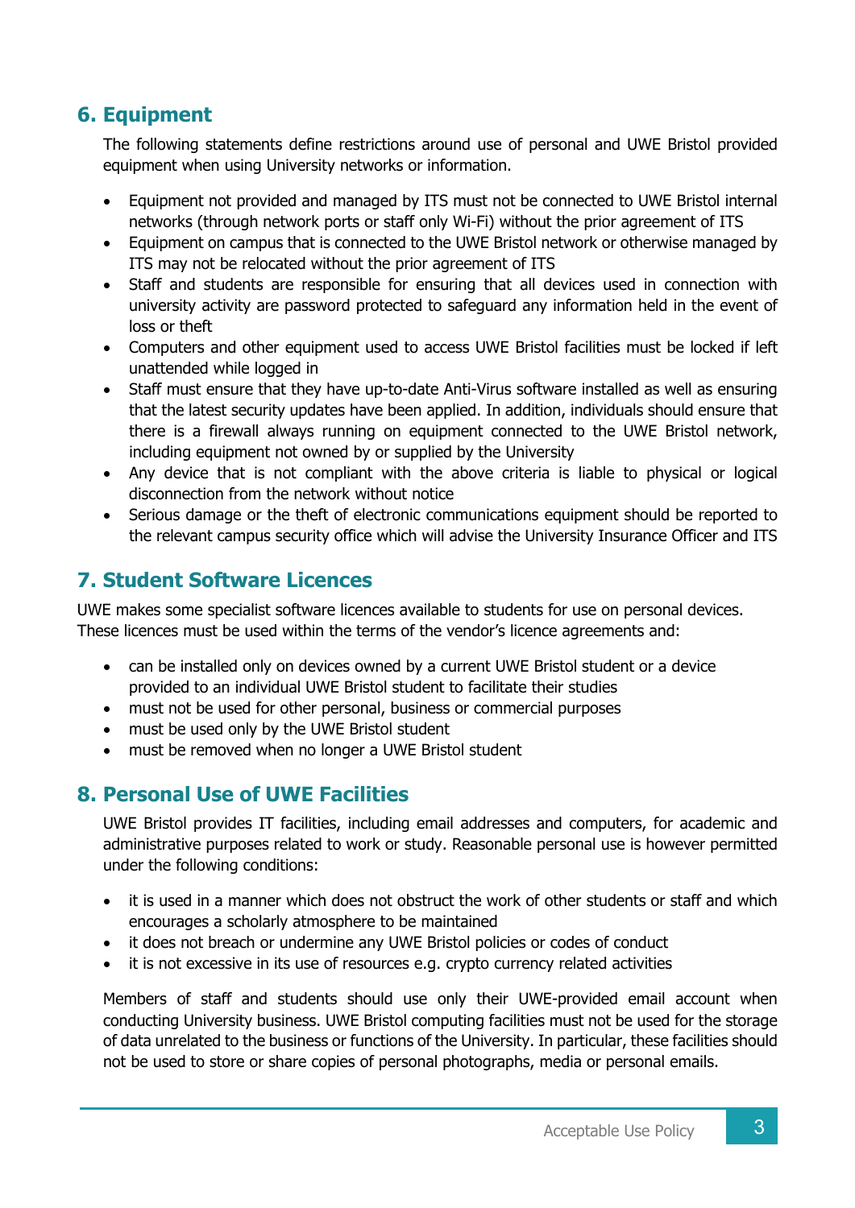## 6. Equipment

The following statements define restrictions around use of personal and UWE Bristol provided equipment when using University networks or information.

- Equipment not provided and managed by ITS must not be connected to UWE Bristol internal networks (through network ports or staff only Wi-Fi) without the prior agreement of ITS
- Equipment on campus that is connected to the UWE Bristol network or otherwise managed by ITS may not be relocated without the prior agreement of ITS
- Staff and students are responsible for ensuring that all devices used in connection with university activity are password protected to safeguard any information held in the event of loss or theft
- Computers and other equipment used to access UWE Bristol facilities must be locked if left unattended while logged in
- Staff must ensure that they have up-to-date Anti-Virus software installed as well as ensuring that the latest security updates have been applied. In addition, individuals should ensure that there is a firewall always running on equipment connected to the UWE Bristol network, including equipment not owned by or supplied by the University
- Any device that is not compliant with the above criteria is liable to physical or logical disconnection from the network without notice
- Serious damage or the theft of electronic communications equipment should be reported to the relevant campus security office which will advise the University Insurance Officer and ITS

## 7. Student Software Licences

UWE makes some specialist software licences available to students for use on personal devices. These licences must be used within the terms of the vendor's licence agreements and:

- can be installed only on devices owned by a current UWE Bristol student or a device provided to an individual UWE Bristol student to facilitate their studies
- must not be used for other personal, business or commercial purposes
- must be used only by the UWE Bristol student
- must be removed when no longer a UWE Bristol student

## 8. Personal Use of UWE Facilities

UWE Bristol provides IT facilities, including email addresses and computers, for academic and administrative purposes related to work or study. Reasonable personal use is however permitted under the following conditions:

- it is used in a manner which does not obstruct the work of other students or staff and which encourages a scholarly atmosphere to be maintained
- it does not breach or undermine any UWE Bristol policies or codes of conduct
- it is not excessive in its use of resources e.g. crypto currency related activities

Members of staff and students should use only their UWE-provided email account when conducting University business. UWE Bristol computing facilities must not be used for the storage of data unrelated to the business or functions of the University. In particular, these facilities should not be used to store or share copies of personal photographs, media or personal emails.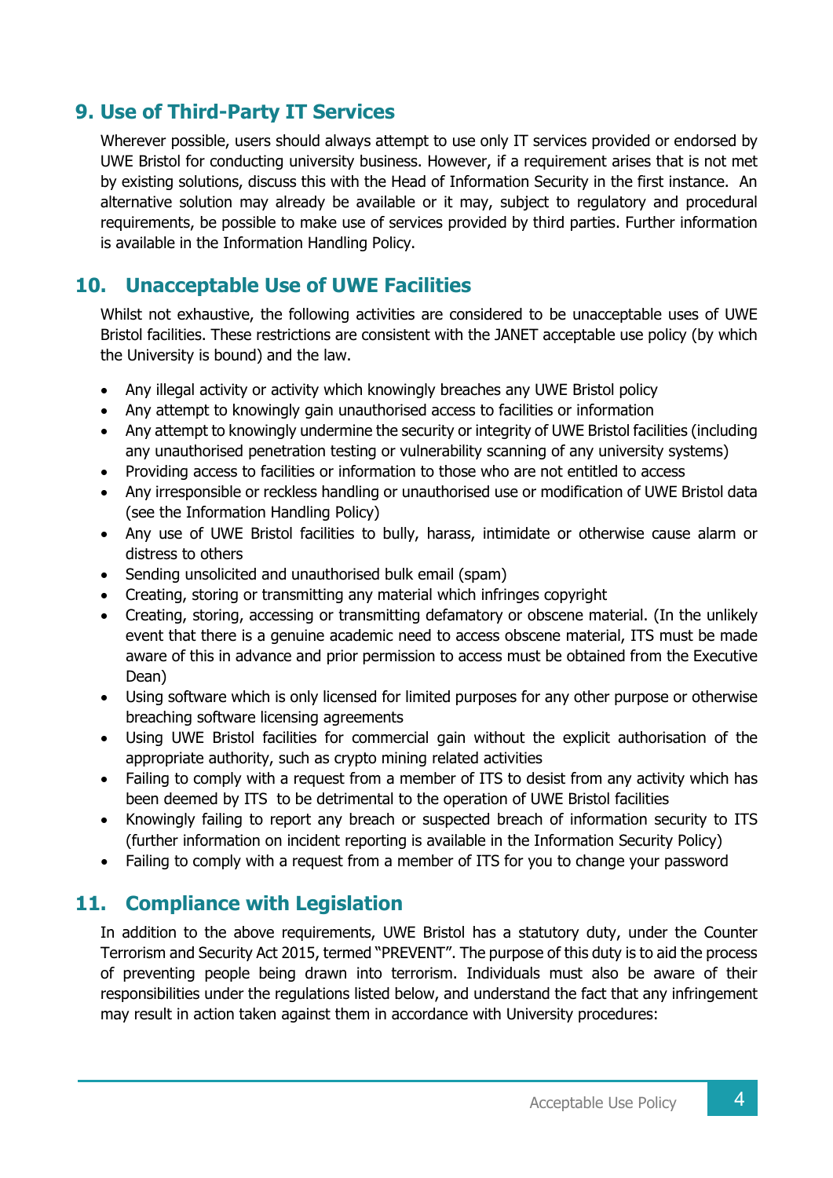## 9. Use of Third-Party IT Services

Wherever possible, users should always attempt to use only IT services provided or endorsed by UWE Bristol for conducting university business. However, if a requirement arises that is not met by existing solutions, discuss this with the Head of Information Security in the first instance. An alternative solution may already be available or it may, subject to regulatory and procedural requirements, be possible to make use of services provided by third parties. Further information is available in the Information Handling Policy.

## 10. Unacceptable Use of UWE Facilities

Whilst not exhaustive, the following activities are considered to be unacceptable uses of UWE Bristol facilities. These restrictions are consistent with the JANET acceptable use policy (by which the University is bound) and the law.

- Any illegal activity or activity which knowingly breaches any UWE Bristol policy
- Any attempt to knowingly gain unauthorised access to facilities or information
- Any attempt to knowingly undermine the security or integrity of UWE Bristol facilities (including any unauthorised penetration testing or vulnerability scanning of any university systems)
- Providing access to facilities or information to those who are not entitled to access
- Any irresponsible or reckless handling or unauthorised use or modification of UWE Bristol data (see the Information Handling Policy)
- Any use of UWE Bristol facilities to bully, harass, intimidate or otherwise cause alarm or distress to others
- Sending unsolicited and unauthorised bulk email (spam)
- Creating, storing or transmitting any material which infringes copyright
- Creating, storing, accessing or transmitting defamatory or obscene material. (In the unlikely event that there is a genuine academic need to access obscene material, ITS must be made aware of this in advance and prior permission to access must be obtained from the Executive Dean)
- Using software which is only licensed for limited purposes for any other purpose or otherwise breaching software licensing agreements
- Using UWE Bristol facilities for commercial gain without the explicit authorisation of the appropriate authority, such as crypto mining related activities
- Failing to comply with a request from a member of ITS to desist from any activity which has been deemed by ITS to be detrimental to the operation of UWE Bristol facilities
- Knowingly failing to report any breach or suspected breach of information security to ITS (further information on incident reporting is available in the Information Security Policy)
- Failing to comply with a request from a member of ITS for you to change your password

## 11. Compliance with Legislation

In addition to the above requirements, UWE Bristol has a statutory duty, under the Counter Terrorism and Security Act 2015, termed "PREVENT". The purpose of this duty is to aid the process of preventing people being drawn into terrorism. Individuals must also be aware of their responsibilities under the regulations listed below, and understand the fact that any infringement may result in action taken against them in accordance with University procedures: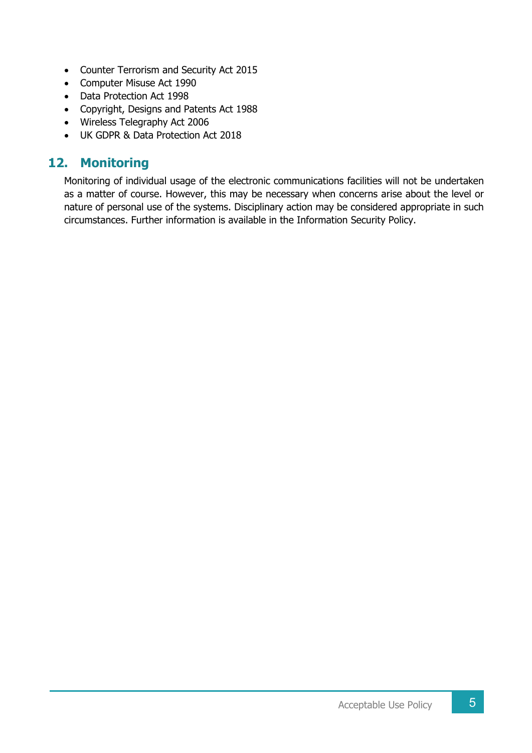- Counter Terrorism and Security Act 2015
- Computer Misuse Act 1990
- Data Protection Act 1998
- Copyright, Designs and Patents Act 1988
- Wireless Telegraphy Act 2006
- UK GDPR & Data Protection Act 2018

## 12. Monitoring

Monitoring of individual usage of the electronic communications facilities will not be undertaken as a matter of course. However, this may be necessary when concerns arise about the level or nature of personal use of the systems. Disciplinary action may be considered appropriate in such circumstances. Further information is available in the Information Security Policy.